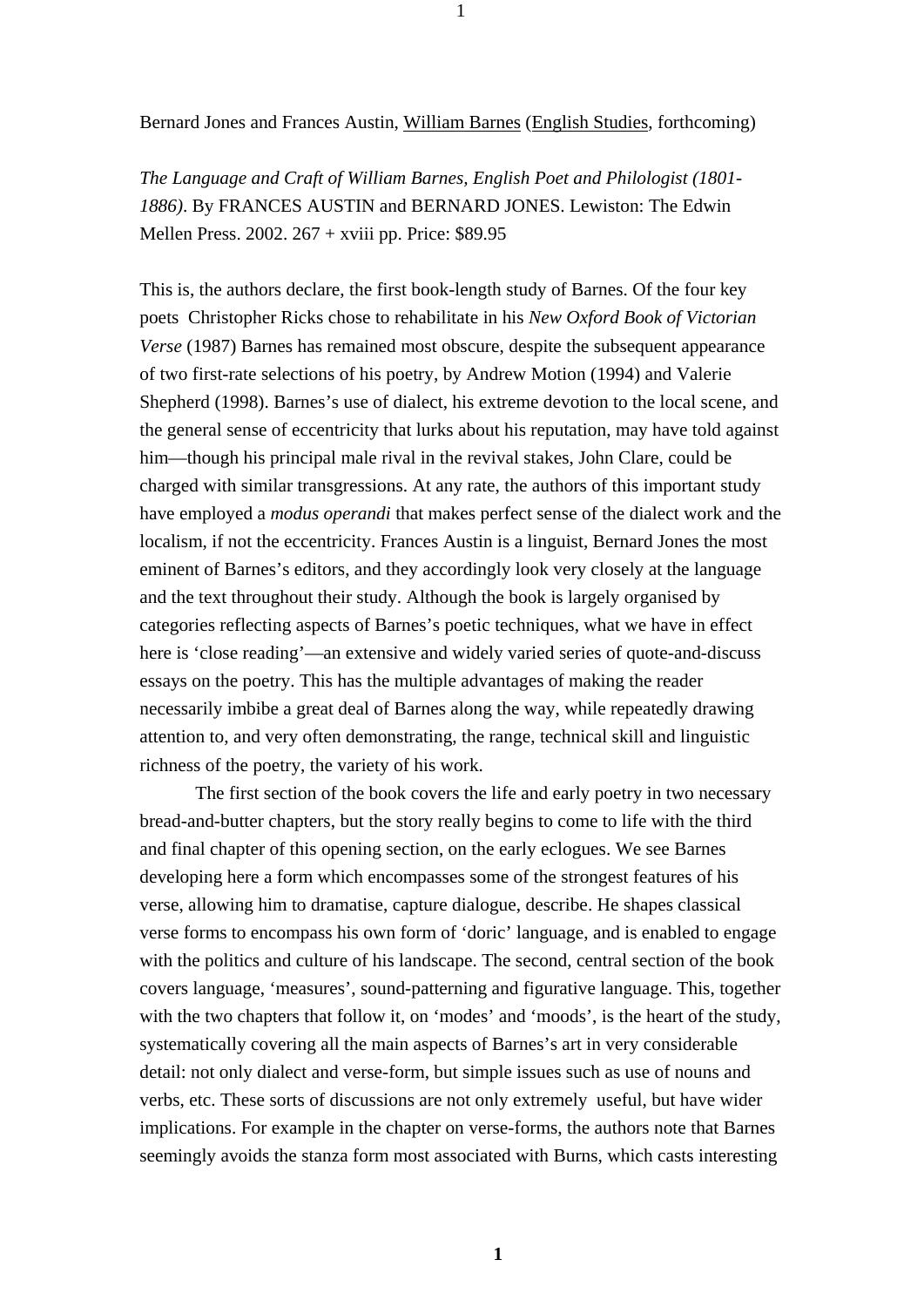Bernard Jones and Frances Austin, William Barnes (English Studies, forthcoming)

*The Language and Craft of William Barnes, English Poet and Philologist (1801-1886)*. By FRANCES AUSTIN and BERNARD JONES. Lewiston: The Edwin Mellen Press. 2002. 267 + xviii pp. Price: $89.95

This is, the authors declare, the first book-length study of Barnes. Of the four key poets Christopher Ricks chose to rehabilitate in his *New Oxford Book of Victorian Verse* (1987) Barnes has remained most obscure, despite the subsequent appearance of two first-rate selections of his poetry, by Andrew Motion (1994) and Valerie Shepherd (1998). Barnes's use of dialect, his extreme devotion to the local scene, and the general sense of eccentricity that lurks about his reputation, may have told against him—though his principal male rival in the revival stakes, John Clare, could be charged with similar transgressions. At any rate, the authors of this important study have employed a *modus operandi* that makes perfect sense of the dialect work and the localism, if not the eccentricity. Frances Austin is a linguist, Bernard Jones the most eminent of Barnes's editors, and they accordingly look very closely at the language and the text throughout their study. Although the book is largely organised by categories reflecting aspects of Barnes's poetic techniques, what we have in effect here is 'close reading'—an extensive and widely varied series of quote-and-discuss essays on the poetry. This has the multiple advantages of making the reader necessarily imbibe a great deal of Barnes along the way, while repeatedly drawing attention to, and very often demonstrating, the range, technical skill and linguistic richness of the poetry, the variety of his work.

The first section of the book covers the life and early poetry in two necessary bread-and-butter chapters, but the story really begins to come to life with the third and final chapter of this opening section, on the early eclogues. We see Barnes developing here a form which encompasses some of the strongest features of his verse, allowing him to dramatise, capture dialogue, describe. He shapes classical verse forms to encompass his own form of 'doric' language, and is enabled to engage with the politics and culture of his landscape. The second, central section of the book covers language, 'measures', sound-patterning and figurative language. This, together with the two chapters that follow it, on 'modes' and 'moods', is the heart of the study, systematically covering all the main aspects of Barnes's art in very considerable detail: not only dialect and verse-form, but simple issues such as use of nouns and verbs, etc. These sorts of discussions are not only extremely useful, but have wider implications. For example in the chapter on verse-forms, the authors note that Barnes seemingly avoids the stanza form most associated with Burns, which casts interesting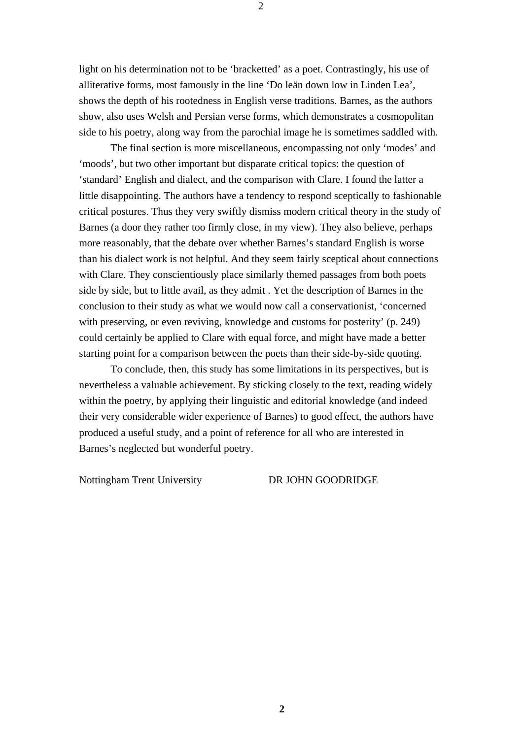light on his determination not to be 'bracketted' as a poet. Contrastingly, his use of alliterative forms, most famously in the line 'Do leän down low in Linden Lea', shows the depth of his rootedness in English verse traditions. Barnes, as the authors show, also uses Welsh and Persian verse forms, which demonstrates a cosmopolitan side to his poetry, along way from the parochial image he is sometimes saddled with.

The final section is more miscellaneous, encompassing not only 'modes' and 'moods', but two other important but disparate critical topics: the question of 'standard' English and dialect, and the comparison with Clare. I found the latter a little disappointing. The authors have a tendency to respond sceptically to fashionable critical postures. Thus they very swiftly dismiss modern critical theory in the study of Barnes (a door they rather too firmly close, in my view). They also believe, perhaps more reasonably, that the debate over whether Barnes's standard English is worse than his dialect work is not helpful. And they seem fairly sceptical about connections with Clare. They conscientiously place similarly themed passages from both poets side by side, but to little avail, as they admit . Yet the description of Barnes in the conclusion to their study as what we would now call a conservationist, 'concerned with preserving, or even reviving, knowledge and customs for posterity' (p. 249) could certainly be applied to Clare with equal force, and might have made a better starting point for a comparison between the poets than their side-by-side quoting.

To conclude, then, this study has some limitations in its perspectives, but is nevertheless a valuable achievement. By sticking closely to the text, reading widely within the poetry, by applying their linguistic and editorial knowledge (and indeed their very considerable wider experience of Barnes) to good effect, the authors have produced a useful study, and a point of reference for all who are interested in Barnes's neglected but wonderful poetry.

Nottingham Trent University DR JOHN GOODRIDGE